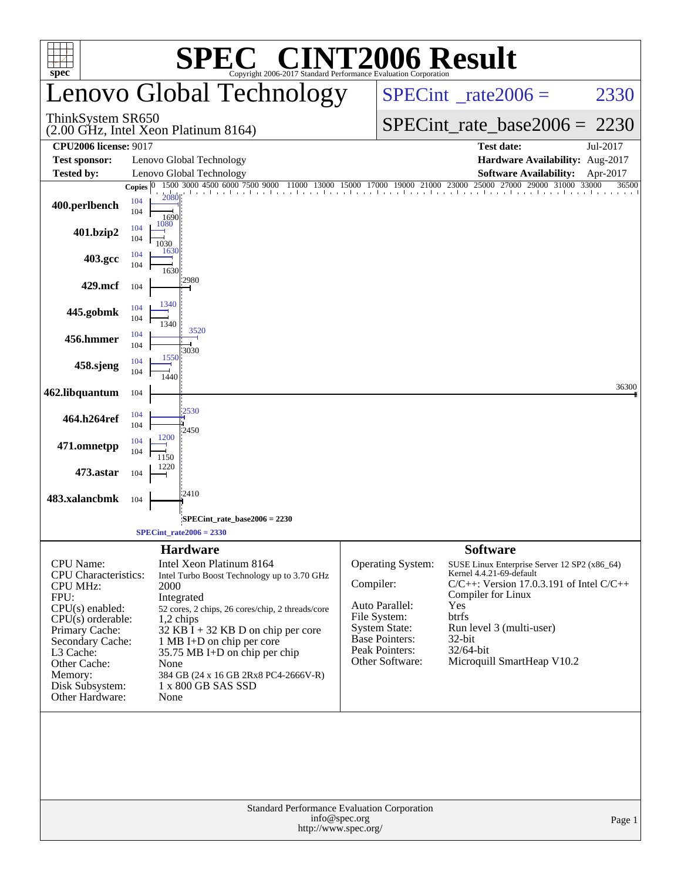# SPEC® CINT2006 Result

Copyright 2006-2017 Standard Performance Evaluation Corporation

## Lenovo Global Technology

ThinkSystem SR650
(2.00 GHz, Intel Xeon Platinum 8164)

SPECint_rate2006 = 2330

SPECint_rate_base2006 = 2230

| | | | |
|---|---|---|---|
| **CPU2006 license:** 9017 | | **Test date:** | Jul-2017 |
| **Test sponsor:** | Lenovo Global Technology | **Hardware Availability:** | Aug-2017 |
| **Tested by:** | Lenovo Global Technology | **Software Availability:** | Apr-2017 |

| Benchmark | Copies (peak) | Peak | Copies (base) | Base |
|---|---|---|---|---|
| 400.perlbench | 104 | 2080 | 104 | 1690 |
| 401.bzip2 | 104 | 1080 | 104 | 1030 |
| 403.gcc | 104 | 1630 | 104 | 1630 |
| 429.mcf | | | 104 | 2980 |
| 445.gobmk | 104 | 1340 | 104 | 1340 |
| 456.hmmer | 104 | 3520 | 104 | 3030 |
| 458.sjeng | 104 | 1550 | 104 | 1440 |
| 462.libquantum | | | 104 | 36300 |
| 464.h264ref | 104 | 2530 | 104 | 2450 |
| 471.omnetpp | 104 | 1200 | 104 | 1150 |
| 473.astar | | | 104 | 1220 |
| 483.xalancbmk | | | 104 | 2410 |

SPECint_rate_base2006 = 2230

SPECint_rate2006 = 2330

### Hardware

| | |
|---|---|
| CPU Name: | Intel Xeon Platinum 8164 |
| CPU Characteristics: | Intel Turbo Boost Technology up to 3.70 GHz |
| CPU MHz: | 2000 |
| FPU: | Integrated |
| CPU(s) enabled: | 52 cores, 2 chips, 26 cores/chip, 2 threads/core |
| CPU(s) orderable: | 1,2 chips |
| Primary Cache: | 32 KB I + 32 KB D on chip per core |
| Secondary Cache: | 1 MB I+D on chip per core |
| L3 Cache: | 35.75 MB I+D on chip per chip |
| Other Cache: | None |
| Memory: | 384 GB (24 x 16 GB 2Rx8 PC4-2666V-R) |
| Disk Subsystem: | 1 x 800 GB SAS SSD |
| Other Hardware: | None |

### Software

| | |
|---|---|
| Operating System: | SUSE Linux Enterprise Server 12 SP2 (x86_64) Kernel 4.4.21-69-default |
| Compiler: | C/C++: Version 17.0.3.191 of Intel C/C++ Compiler for Linux |
| Auto Parallel: | Yes |
| File System: | btrfs |
| System State: | Run level 3 (multi-user) |
| Base Pointers: | 32-bit |
| Peak Pointers: | 32/64-bit |
| Other Software: | Microquill SmartHeap V10.2 |

Standard Performance Evaluation Corporation
info@spec.org
http://www.spec.org/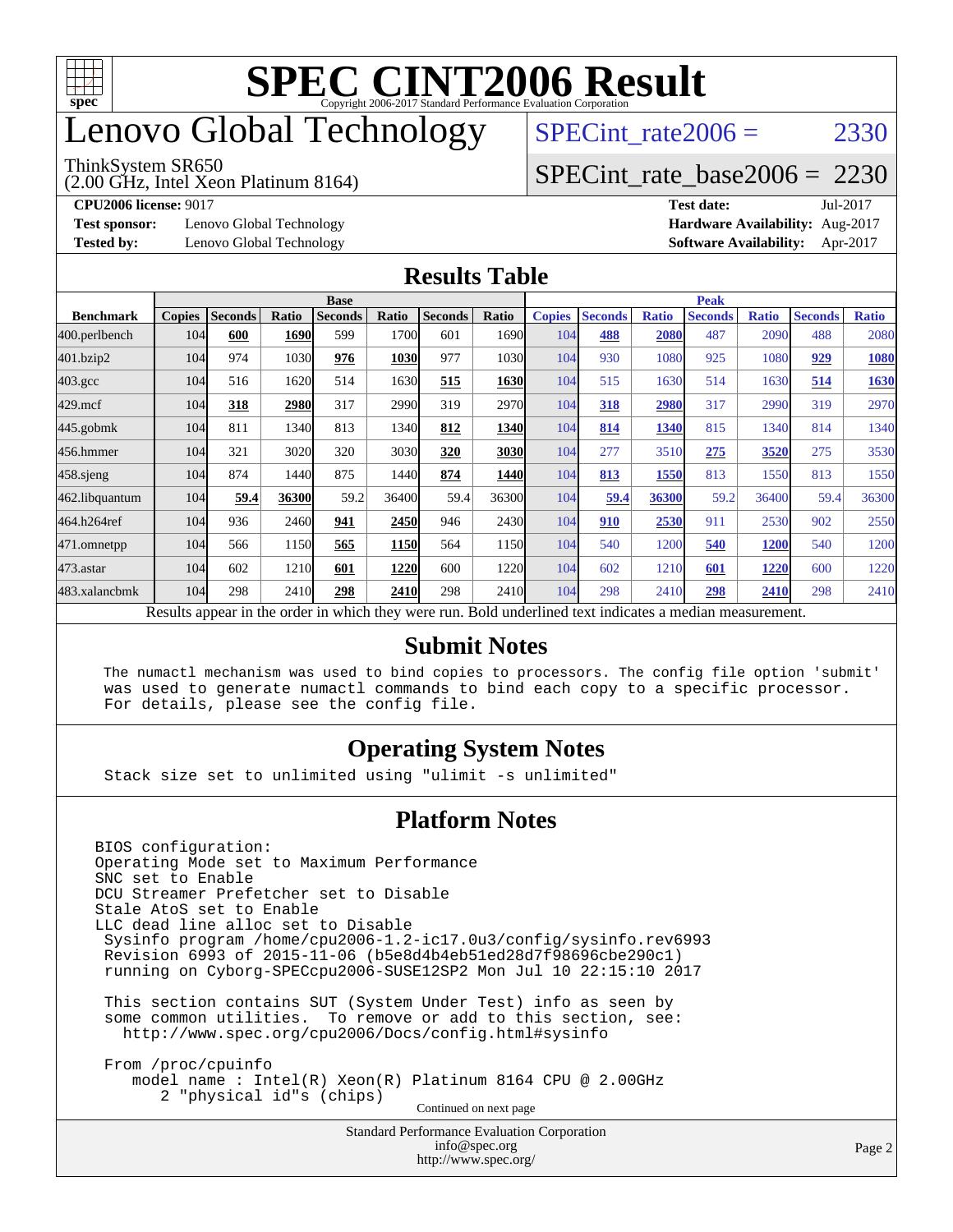# SPEC CINT2006 Result

Copyright 2006-2017 Standard Performance Evaluation Corporation

# Lenovo Global Technology

ThinkSystem SR650
(2.00 GHz, Intel Xeon Platinum 8164)

SPECint_rate2006 = 2330

SPECint_rate_base2006 = 2230

**CPU2006 license:** 9017
**Test sponsor:** Lenovo Global Technology
**Tested by:** Lenovo Global Technology

**Test date:** Jul-2017
**Hardware Availability:** Aug-2017
**Software Availability:** Apr-2017

## Results Table

| Benchmark | Base | | | | | | | Peak | | | | | | |
|---|---|---|---|---|---|---|---|---|---|---|---|---|---|---|
| | Copies | Seconds | Ratio | Seconds | Ratio | Seconds | Ratio | Copies | Seconds | Ratio | Seconds | Ratio | Seconds | Ratio |
| 400.perlbench | 104 | **600** | **1690** | 599 | 1700 | 601 | 1690 | 104 | **488** | **2080** | 487 | 2090 | 488 | 2080 |
| 401.bzip2 | 104 | 974 | 1030 | **976** | **1030** | 977 | 1030 | 104 | 930 | 1080 | 925 | 1080 | **929** | **1080** |
| 403.gcc | 104 | 516 | 1620 | 514 | 1630 | **515** | **1630** | 104 | 515 | 1630 | 514 | 1630 | **514** | **1630** |
| 429.mcf | 104 | **318** | **2980** | 317 | 2990 | 319 | 2970 | 104 | **318** | **2980** | 317 | 2990 | 319 | 2970 |
| 445.gobmk | 104 | 811 | 1340 | 813 | 1340 | **812** | **1340** | 104 | **814** | **1340** | 815 | 1340 | 814 | 1340 |
| 456.hmmer | 104 | 321 | 3020 | 320 | 3030 | **320** | **3030** | 104 | 277 | 3510 | **275** | **3520** | 275 | 3530 |
| 458.sjeng | 104 | 874 | 1440 | 875 | 1440 | **874** | **1440** | 104 | **813** | **1550** | 813 | 1550 | 813 | 1550 |
| 462.libquantum | 104 | **59.4** | **36300** | 59.2 | 36400 | 59.4 | 36300 | 104 | **59.4** | **36300** | 59.2 | 36400 | 59.4 | 36300 |
| 464.h264ref | 104 | 936 | 2460 | **941** | **2450** | 946 | 2430 | 104 | **910** | **2530** | 911 | 2530 | 902 | 2550 |
| 471.omnetpp | 104 | 566 | 1150 | **565** | **1150** | 564 | 1150 | 104 | 540 | 1200 | **540** | **1200** | 540 | 1200 |
| 473.astar | 104 | 602 | 1210 | **601** | **1220** | 600 | 1220 | 104 | 602 | 1210 | **601** | **1220** | 600 | 1220 |
| 483.xalancbmk | 104 | 298 | 2410 | **298** | **2410** | 298 | 2410 | 104 | 298 | 2410 | **298** | **2410** | 298 | 2410 |

Results appear in the order in which they were run. Bold underlined text indicates a median measurement.

## Submit Notes

```
The numactl mechanism was used to bind copies to processors. The config file option 'submit'
was used to generate numactl commands to bind each copy to a specific processor.
For details, please see the config file.
```

## Operating System Notes

```
Stack size set to unlimited using "ulimit -s unlimited"
```

## Platform Notes

```
BIOS configuration:
Operating Mode set to Maximum Performance
SNC set to Enable
DCU Streamer Prefetcher set to Disable
Stale AtoS set to Enable
LLC dead line alloc set to Disable
 Sysinfo program /home/cpu2006-1.2-ic17.0u3/config/sysinfo.rev6993
 Revision 6993 of 2015-11-06 (b5e8d4b4eb51ed28d7f98696cbe290c1)
 running on Cyborg-SPECcpu2006-SUSE12SP2 Mon Jul 10 22:15:10 2017

 This section contains SUT (System Under Test) info as seen by
 some common utilities.  To remove or add to this section, see:
   http://www.spec.org/cpu2006/Docs/config.html#sysinfo

 From /proc/cpuinfo
    model name : Intel(R) Xeon(R) Platinum 8164 CPU @ 2.00GHz
       2 "physical id"s (chips)
```

Continued on next page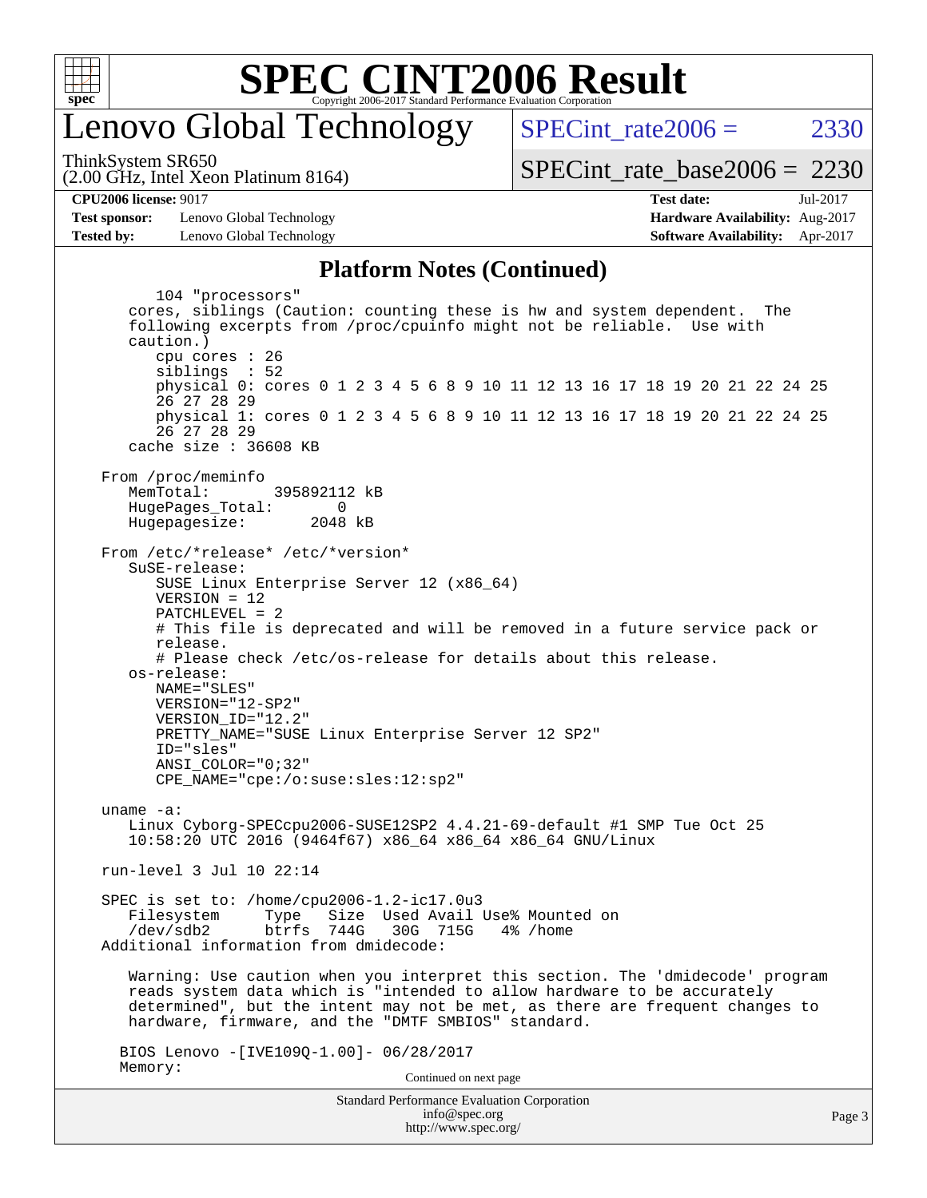## Platform Notes (Continued)

```
        104 "processors"
    cores, siblings (Caution: counting these is hw and system dependent.  The
    following excerpts from /proc/cpuinfo might not be reliable.  Use with
    caution.)
        cpu cores : 26
        siblings  : 52
        physical 0: cores 0 1 2 3 4 5 6 8 9 10 11 12 13 16 17 18 19 20 21 22 24 25
        26 27 28 29
        physical 1: cores 0 1 2 3 4 5 6 8 9 10 11 12 13 16 17 18 19 20 21 22 24 25
        26 27 28 29
    cache size : 36608 KB

 From /proc/meminfo
    MemTotal:       395892112 kB
    HugePages_Total:       0
    Hugepagesize:       2048 kB

 From /etc/*release* /etc/*version*
    SuSE-release:
        SUSE Linux Enterprise Server 12 (x86_64)
        VERSION = 12
        PATCHLEVEL = 2
        # This file is deprecated and will be removed in a future service pack or
        release.
        # Please check /etc/os-release for details about this release.
    os-release:
        NAME="SLES"
        VERSION="12-SP2"
        VERSION_ID="12.2"
        PRETTY_NAME="SUSE Linux Enterprise Server 12 SP2"
        ID="sles"
        ANSI_COLOR="0;32"
        CPE_NAME="cpe:/o:suse:sles:12:sp2"

 uname -a:
    Linux Cyborg-SPECcpu2006-SUSE12SP2 4.4.21-69-default #1 SMP Tue Oct 25
    10:58:20 UTC 2016 (9464f67) x86_64 x86_64 x86_64 GNU/Linux

 run-level 3 Jul 10 22:14

 SPEC is set to: /home/cpu2006-1.2-ic17.0u3
    Filesystem     Type   Size  Used Avail Use% Mounted on
    /dev/sdb2      btrfs  744G   30G  715G   4% /home
 Additional information from dmidecode:

    Warning: Use caution when you interpret this section. The 'dmidecode' program
    reads system data which is "intended to allow hardware to be accurately
    determined", but the intent may not be met, as there are frequent changes to
    hardware, firmware, and the "DMTF SMBIOS" standard.

   BIOS Lenovo -[IVE109Q-1.00]- 06/28/2017
   Memory:
```

Continued on next page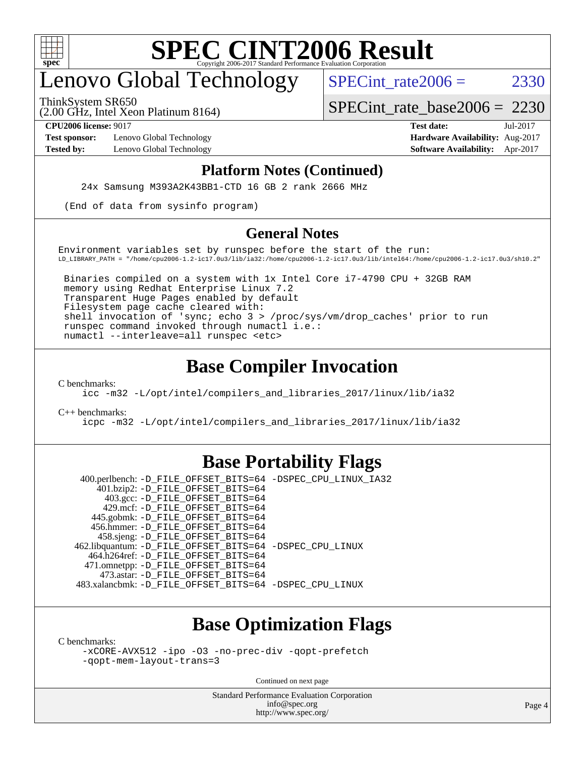# SPEC CINT2006 Result

Copyright 2006-2017 Standard Performance Evaluation Corporation

## Lenovo Global Technology

ThinkSystem SR650
(2.00 GHz, Intel Xeon Platinum 8164)

SPECint_rate2006 = 2330

SPECint_rate_base2006 = 2230

| | | | |
|---|---|---|---|
| **CPU2006 license:** 9017 | | **Test date:** | Jul-2017 |
| **Test sponsor:** | Lenovo Global Technology | **Hardware Availability:** | Aug-2017 |
| **Tested by:** | Lenovo Global Technology | **Software Availability:** | Apr-2017 |

### Platform Notes (Continued)

```
    24x Samsung M393A2K43BB1-CTD 16 GB 2 rank 2666 MHz

 (End of data from sysinfo program)
```

### General Notes

```
Environment variables set by runspec before the start of the run:
LD_LIBRARY_PATH = "/home/cpu2006-1.2-ic17.0u3/lib/ia32:/home/cpu2006-1.2-ic17.0u3/lib/intel64:/home/cpu2006-1.2-ic17.0u3/sh10.2"

 Binaries compiled on a system with 1x Intel Core i7-4790 CPU + 32GB RAM
 memory using Redhat Enterprise Linux 7.2
 Transparent Huge Pages enabled by default
 Filesystem page cache cleared with:
 shell invocation of 'sync; echo 3 > /proc/sys/vm/drop_caches' prior to run
 runspec command invoked through numactl i.e.:
 numactl --interleave=all runspec <etc>
```

## Base Compiler Invocation

C benchmarks:
```
icc -m32 -L/opt/intel/compilers_and_libraries_2017/linux/lib/ia32
```

C++ benchmarks:
```
icpc -m32 -L/opt/intel/compilers_and_libraries_2017/linux/lib/ia32
```

## Base Portability Flags

```
   400.perlbench: -D_FILE_OFFSET_BITS=64 -DSPEC_CPU_LINUX_IA32
       401.bzip2: -D_FILE_OFFSET_BITS=64
         403.gcc: -D_FILE_OFFSET_BITS=64
         429.mcf: -D_FILE_OFFSET_BITS=64
       445.gobmk: -D_FILE_OFFSET_BITS=64
      456.hmmer: -D_FILE_OFFSET_BITS=64
       458.sjeng: -D_FILE_OFFSET_BITS=64
 462.libquantum: -D_FILE_OFFSET_BITS=64 -DSPEC_CPU_LINUX
     464.h264ref: -D_FILE_OFFSET_BITS=64
     471.omnetpp: -D_FILE_OFFSET_BITS=64
       473.astar: -D_FILE_OFFSET_BITS=64
 483.xalancbmk: -D_FILE_OFFSET_BITS=64 -DSPEC_CPU_LINUX
```

## Base Optimization Flags

C benchmarks:
```
-xCORE-AVX512 -ipo -O3 -no-prec-div -qopt-prefetch
-qopt-mem-layout-trans=3
```

Continued on next page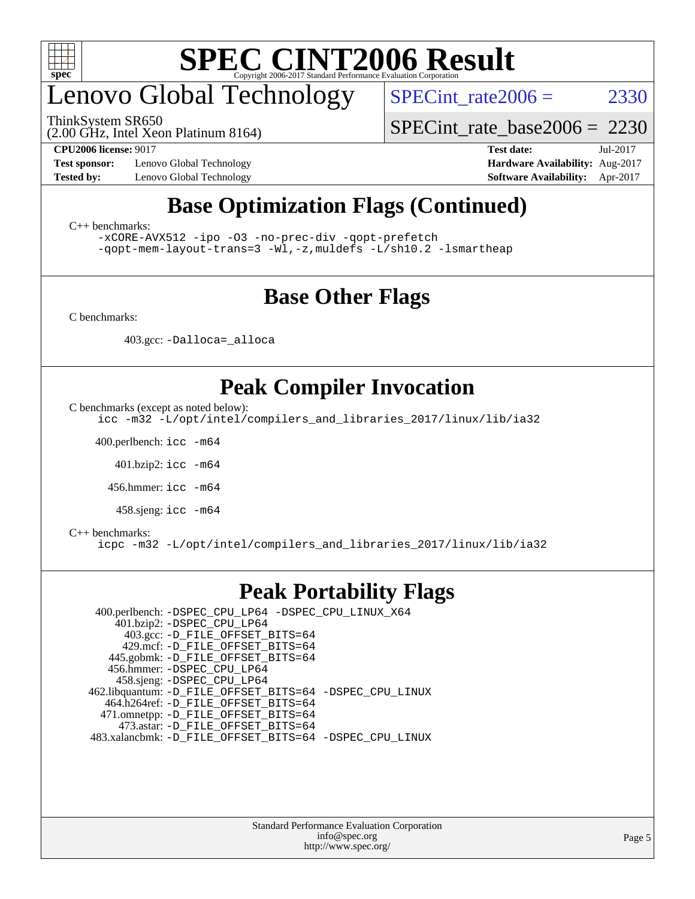# SPEC CINT2006 Result

## Lenovo Global Technology

ThinkSystem SR650
(2.00 GHz, Intel Xeon Platinum 8164)

SPECint_rate2006 = 2330

SPECint_rate_base2006 = 2230

**CPU2006 license:** 9017
**Test sponsor:** Lenovo Global Technology
**Tested by:** Lenovo Global Technology

**Test date:** Jul-2017
**Hardware Availability:** Aug-2017
**Software Availability:** Apr-2017

## Base Optimization Flags (Continued)

C++ benchmarks:

```
-xCORE-AVX512 -ipo -O3 -no-prec-div -qopt-prefetch
-qopt-mem-layout-trans=3 -Wl,-z,muldefs -L/sh10.2 -lsmartheap
```

## Base Other Flags

C benchmarks:

403.gcc: `-Dalloca=_alloca`

## Peak Compiler Invocation

C benchmarks (except as noted below):

```
icc -m32 -L/opt/intel/compilers_and_libraries_2017/linux/lib/ia32
```

400.perlbench: `icc -m64`

401.bzip2: `icc -m64`

456.hmmer: `icc -m64`

458.sjeng: `icc -m64`

C++ benchmarks:

```
icpc -m32 -L/opt/intel/compilers_and_libraries_2017/linux/lib/ia32
```

## Peak Portability Flags

400.perlbench: `-DSPEC_CPU_LP64 -DSPEC_CPU_LINUX_X64`
401.bzip2: `-DSPEC_CPU_LP64`
403.gcc: `-D_FILE_OFFSET_BITS=64`
429.mcf: `-D_FILE_OFFSET_BITS=64`
445.gobmk: `-D_FILE_OFFSET_BITS=64`
456.hmmer: `-DSPEC_CPU_LP64`
458.sjeng: `-DSPEC_CPU_LP64`
462.libquantum: `-D_FILE_OFFSET_BITS=64 -DSPEC_CPU_LINUX`
464.h264ref: `-D_FILE_OFFSET_BITS=64`
471.omnetpp: `-D_FILE_OFFSET_BITS=64`
473.astar: `-D_FILE_OFFSET_BITS=64`
483.xalancbmk: `-D_FILE_OFFSET_BITS=64 -DSPEC_CPU_LINUX`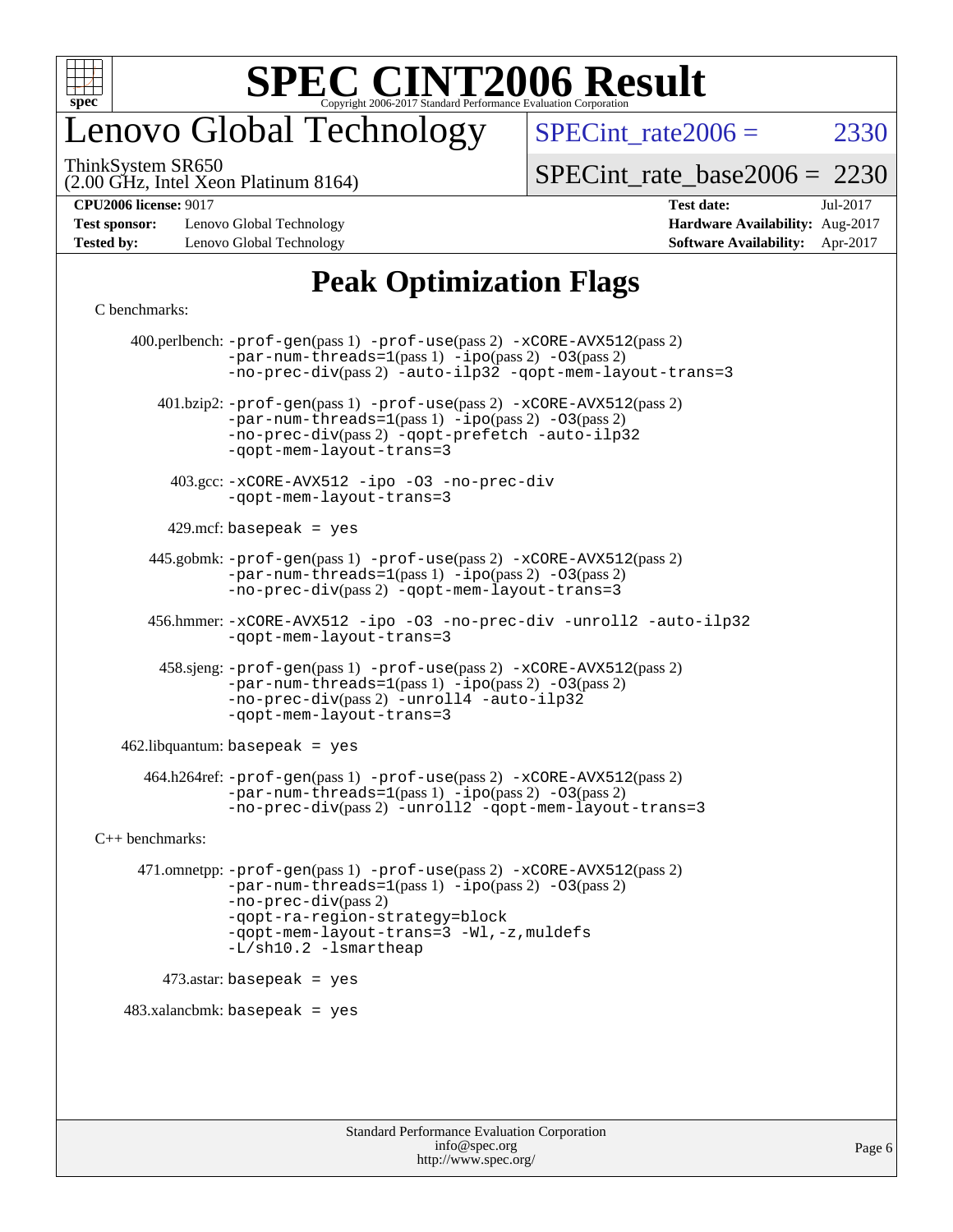# Lenovo Global Technology

ThinkSystem SR650
(2.00 GHz, Intel Xeon Platinum 8164)

SPECint_rate2006 = 2330

SPECint_rate_base2006 = 2230

**CPU2006 license:** 9017
**Test sponsor:** Lenovo Global Technology
**Tested by:** Lenovo Global Technology

**Test date:** Jul-2017
**Hardware Availability:** Aug-2017
**Software Availability:** Apr-2017

## Peak Optimization Flags

C benchmarks:

400.perlbench: -prof-gen(pass 1) -prof-use(pass 2) -xCORE-AVX512(pass 2) -par-num-threads=1(pass 1) -ipo(pass 2) -O3(pass 2) -no-prec-div(pass 2) -auto-ilp32 -qopt-mem-layout-trans=3

401.bzip2: -prof-gen(pass 1) -prof-use(pass 2) -xCORE-AVX512(pass 2) -par-num-threads=1(pass 1) -ipo(pass 2) -O3(pass 2) -no-prec-div(pass 2) -qopt-prefetch -auto-ilp32 -qopt-mem-layout-trans=3

403.gcc: -xCORE-AVX512 -ipo -O3 -no-prec-div -qopt-mem-layout-trans=3

429.mcf: basepeak = yes

445.gobmk: -prof-gen(pass 1) -prof-use(pass 2) -xCORE-AVX512(pass 2) -par-num-threads=1(pass 1) -ipo(pass 2) -O3(pass 2) -no-prec-div(pass 2) -qopt-mem-layout-trans=3

456.hmmer: -xCORE-AVX512 -ipo -O3 -no-prec-div -unroll2 -auto-ilp32 -qopt-mem-layout-trans=3

458.sjeng: -prof-gen(pass 1) -prof-use(pass 2) -xCORE-AVX512(pass 2) -par-num-threads=1(pass 1) -ipo(pass 2) -O3(pass 2) -no-prec-div(pass 2) -unroll4 -auto-ilp32 -qopt-mem-layout-trans=3

462.libquantum: basepeak = yes

464.h264ref: -prof-gen(pass 1) -prof-use(pass 2) -xCORE-AVX512(pass 2) -par-num-threads=1(pass 1) -ipo(pass 2) -O3(pass 2) -no-prec-div(pass 2) -unroll2 -qopt-mem-layout-trans=3

C++ benchmarks:

471.omnetpp: -prof-gen(pass 1) -prof-use(pass 2) -xCORE-AVX512(pass 2) -par-num-threads=1(pass 1) -ipo(pass 2) -O3(pass 2) -no-prec-div(pass 2) -qopt-ra-region-strategy=block -qopt-mem-layout-trans=3 -Wl,-z,muldefs -L/sh10.2 -lsmartheap

473.astar: basepeak = yes

483.xalancbmk: basepeak = yes

Standard Performance Evaluation Corporation
info@spec.org
http://www.spec.org/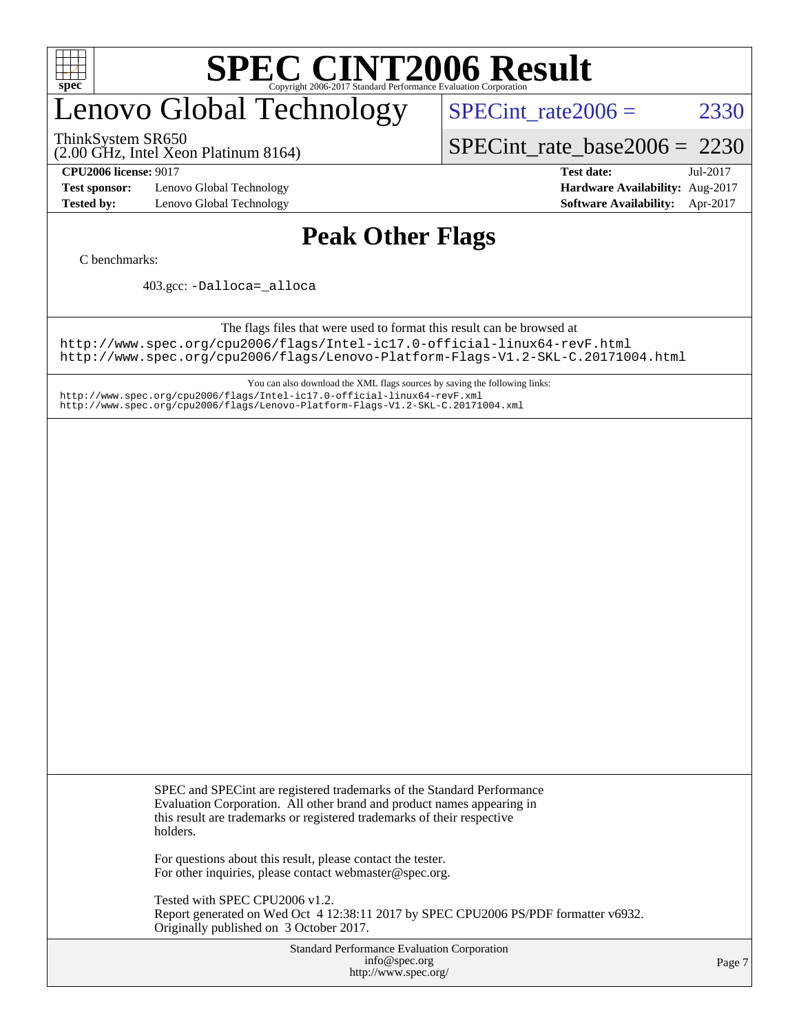## Peak Other Flags

C benchmarks:

403.gcc: -Dalloca=_alloca

The flags files that were used to format this result can be browsed at
http://www.spec.org/cpu2006/flags/Intel-ic17.0-official-linux64-revF.html
http://www.spec.org/cpu2006/flags/Lenovo-Platform-Flags-V1.2-SKL-C.20171004.html

You can also download the XML flags sources by saving the following links:
http://www.spec.org/cpu2006/flags/Intel-ic17.0-official-linux64-revF.xml
http://www.spec.org/cpu2006/flags/Lenovo-Platform-Flags-V1.2-SKL-C.20171004.xml

SPEC and SPECint are registered trademarks of the Standard Performance Evaluation Corporation. All other brand and product names appearing in this result are trademarks or registered trademarks of their respective holders.

For questions about this result, please contact the tester.
For other inquiries, please contact webmaster@spec.org.

Tested with SPEC CPU2006 v1.2.
Report generated on Wed Oct 4 12:38:11 2017 by SPEC CPU2006 PS/PDF formatter v6932.
Originally published on 3 October 2017.